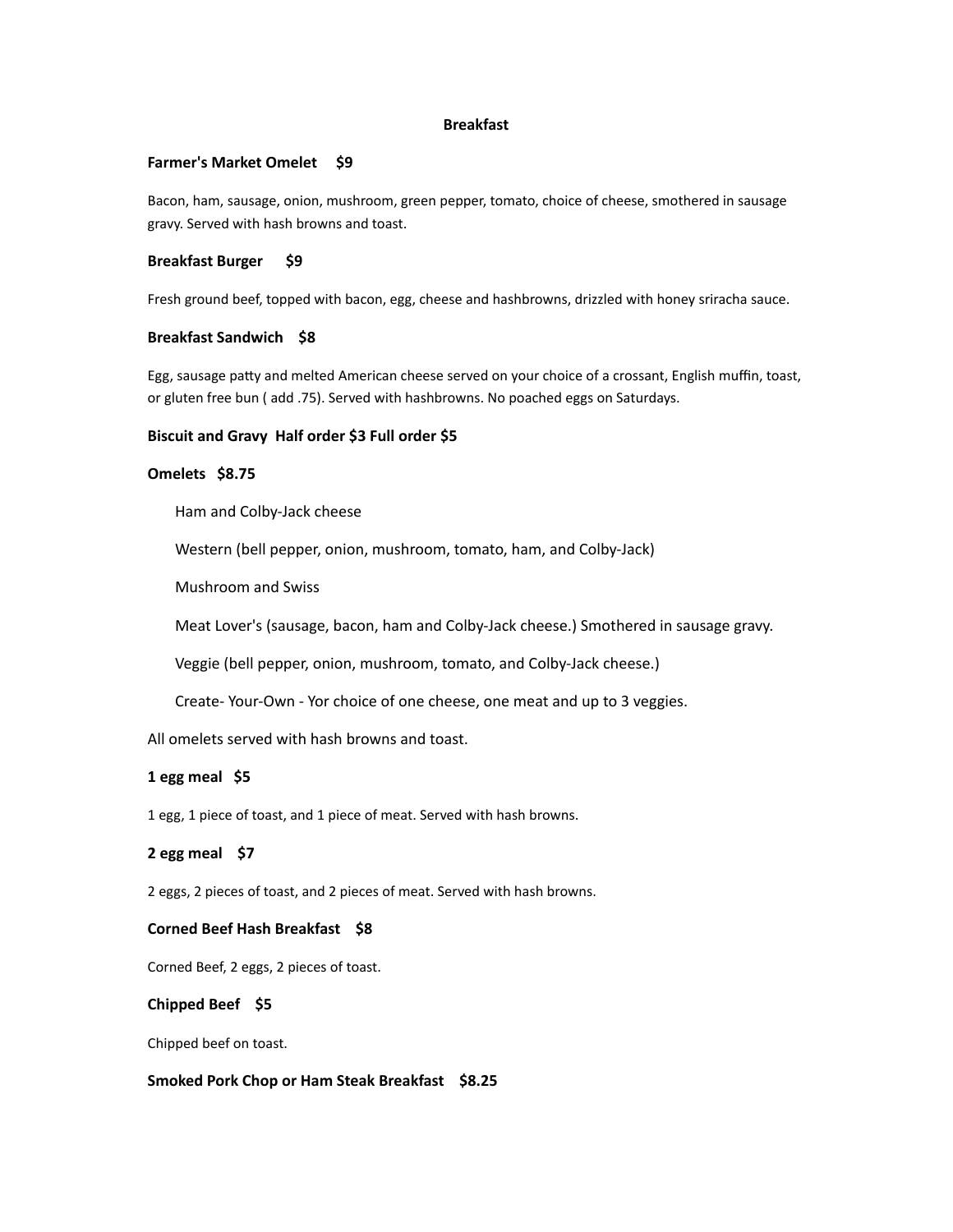# Breakfast

**Farmer's Market Omelet $9**

Bacon, ham, sausage, onion, mushroom, green pepper, tomato, choice of cheese, smothered in sausage gravy. Served with hash browns and toast.

**Breakfast Burger $9**

Fresh ground beef, topped with bacon, egg, cheese and hashbrowns, drizzled with honey sriracha sauce.

**Breakfast Sandwich $8**

Egg, sausage patty and melted American cheese served on your choice of a crossant, English muffin, toast, or gluten free bun ( add .75). Served with hashbrowns. No poached eggs on Saturdays.

**Biscuit and Gravy Half order $3 Full order $5**

**Omelets $8.75**

- Ham and Colby-Jack cheese
- Western (bell pepper, onion, mushroom, tomato, ham, and Colby-Jack)
- Mushroom and Swiss
- Meat Lover's (sausage, bacon, ham and Colby-Jack cheese.) Smothered in sausage gravy.
- Veggie (bell pepper, onion, mushroom, tomato, and Colby-Jack cheese.)
- Create- Your-Own - Yor choice of one cheese, one meat and up to 3 veggies.

All omelets served with hash browns and toast.

**1 egg meal $5**

1 egg, 1 piece of toast, and 1 piece of meat. Served with hash browns.

**2 egg meal $7**

2 eggs, 2 pieces of toast, and 2 pieces of meat. Served with hash browns.

**Corned Beef Hash Breakfast $8**

Corned Beef, 2 eggs, 2 pieces of toast.

**Chipped Beef $5**

Chipped beef on toast.

**Smoked Pork Chop or Ham Steak Breakfast $8.25**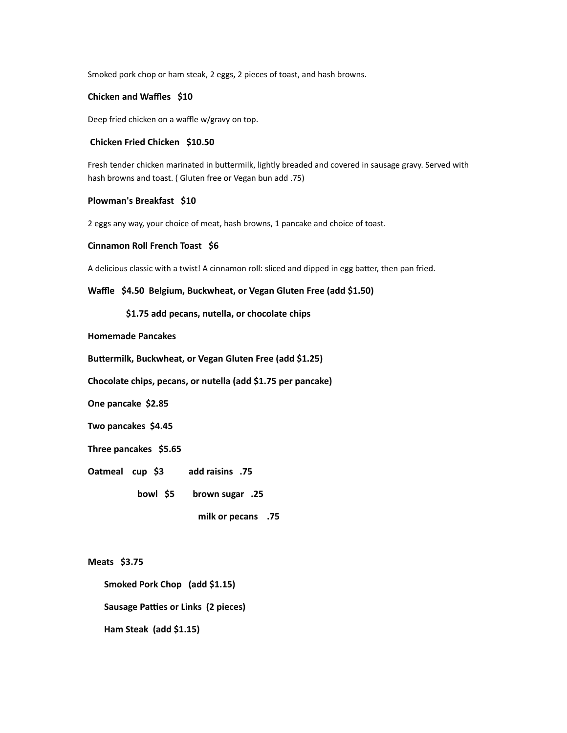Smoked pork chop or ham steak, 2 eggs, 2 pieces of toast, and hash browns.

**Chicken and Waffles   $10**

Deep fried chicken on a waffle w/gravy on top.

**Chicken Fried Chicken   $10.50**

Fresh tender chicken marinated in buttermilk, lightly breaded and covered in sausage gravy. Served with hash browns and toast. ( Gluten free or Vegan bun add .75)

**Plowman's Breakfast   $10**

2 eggs any way, your choice of meat, hash browns, 1 pancake and choice of toast.

**Cinnamon Roll French Toast   $6**

A delicious classic with a twist! A cinnamon roll: sliced and dipped in egg batter, then pan fried.

**Waffle   $4.50  Belgium, Buckwheat, or Vegan Gluten Free (add $1.50)**

**$1.75 add pecans, nutella, or chocolate chips**

**Homemade Pancakes**

**Buttermilk, Buckwheat, or Vegan Gluten Free (add $1.25)**

**Chocolate chips, pecans, or nutella (add $1.75 per pancake)**

**One pancake  $2.85**

**Two pancakes  $4.45**

**Three pancakes   $5.65**

**Oatmeal    cup   $3         add raisins   .75**

**bowl   $5       brown sugar   .25**

**milk or pecans    .75**

**Meats   $3.75**

- **Smoked Pork Chop   (add $1.15)**
- **Sausage Patties or Links  (2 pieces)**
- **Ham Steak  (add $1.15)**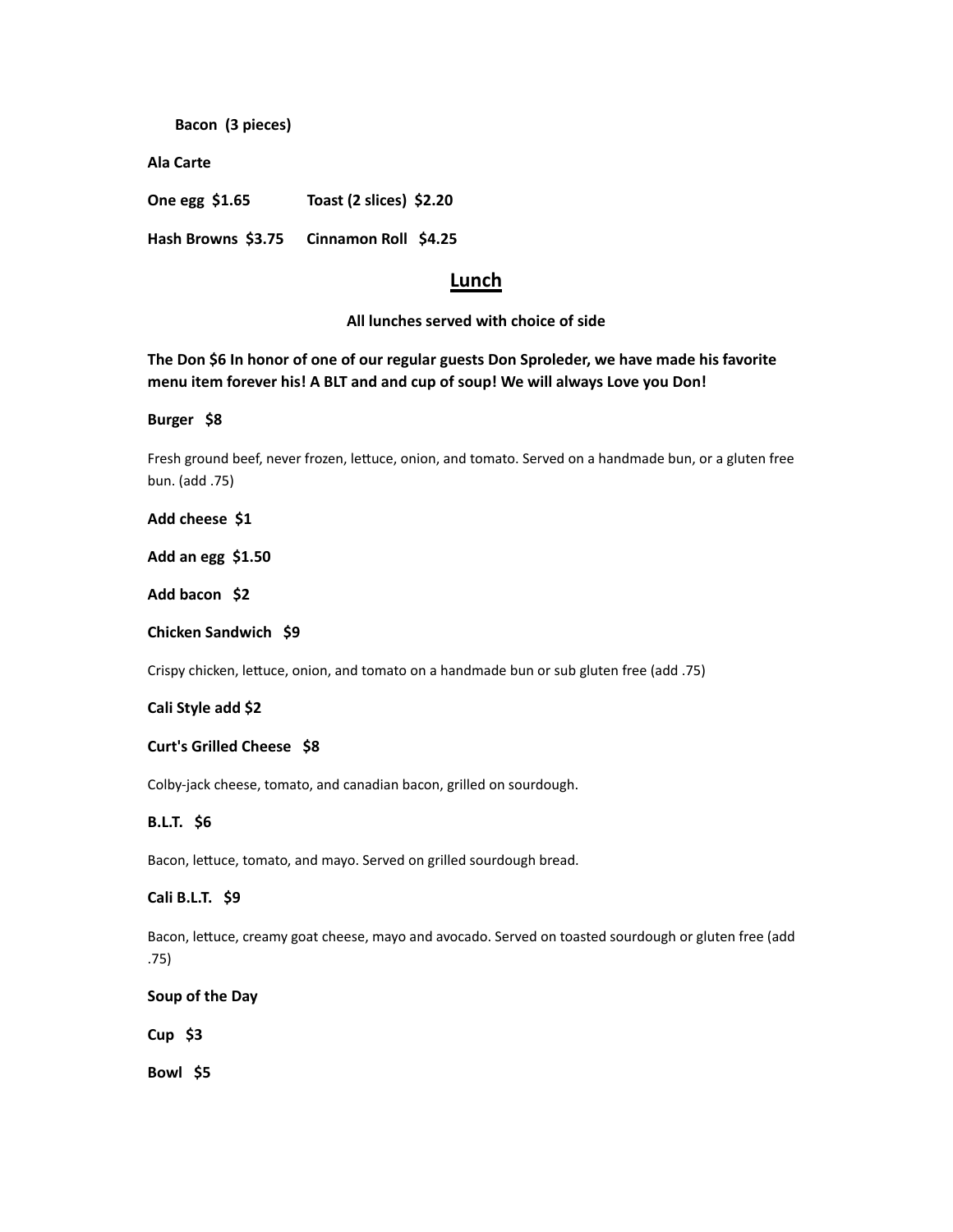**Bacon (3 pieces)**

**Ala Carte**

**One egg $1.65** **Toast (2 slices) $2.20**

**Hash Browns $3.75** **Cinnamon Roll $4.25**

## Lunch

**All lunches served with choice of side**

**The Don $6 In honor of one of our regular guests Don Sproleder, we have made his favorite menu item forever his! A BLT and and cup of soup! We will always Love you Don!**

**Burger $8**

Fresh ground beef, never frozen, lettuce, onion, and tomato. Served on a handmade bun, or a gluten free bun. (add .75)

**Add cheese $1**

**Add an egg $1.50**

**Add bacon $2**

**Chicken Sandwich $9**

Crispy chicken, lettuce, onion, and tomato on a handmade bun or sub gluten free (add .75)

**Cali Style add $2**

**Curt's Grilled Cheese $8**

Colby-jack cheese, tomato, and canadian bacon, grilled on sourdough.

**B.L.T. $6**

Bacon, lettuce, tomato, and mayo. Served on grilled sourdough bread.

**Cali B.L.T. $9**

Bacon, lettuce, creamy goat cheese, mayo and avocado. Served on toasted sourdough or gluten free (add .75)

**Soup of the Day**

**Cup $3**

**Bowl $5**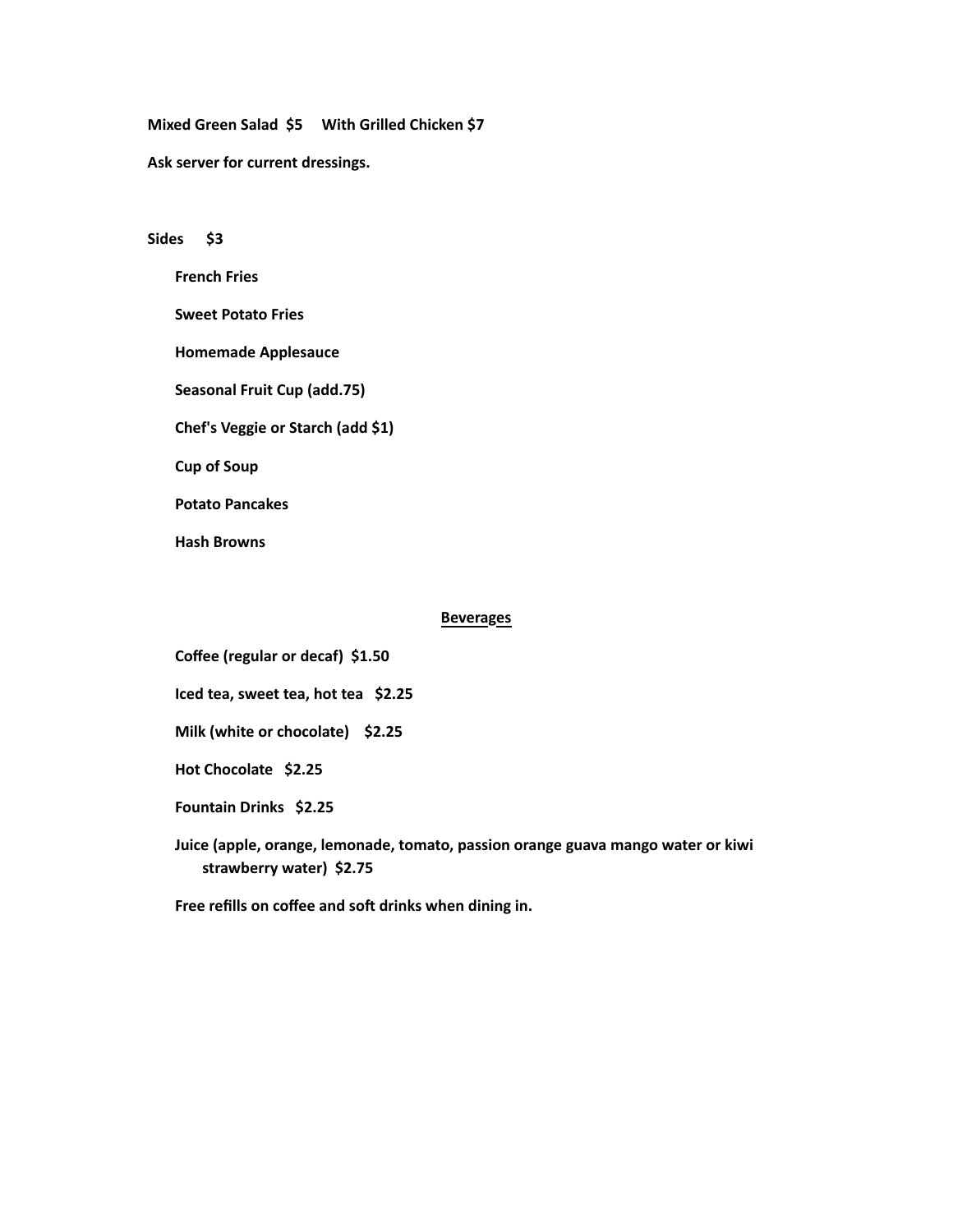**Mixed Green Salad $5   With Grilled Chicken $7**

**Ask server for current dressings.**

**Sides   $3**

- **French Fries**
- **Sweet Potato Fries**
- **Homemade Applesauce**
- **Seasonal Fruit Cup (add.75)**
- **Chef's Veggie or Starch (add $1)**
- **Cup of Soup**
- **Potato Pancakes**
- **Hash Browns**

## Beverages

- **Coffee (regular or decaf) $1.50**
- **Iced tea, sweet tea, hot tea $2.25**
- **Milk (white or chocolate) $2.25**
- **Hot Chocolate $2.25**
- **Fountain Drinks $2.25**
- **Juice (apple, orange, lemonade, tomato, passion orange guava mango water or kiwi strawberry water) $2.75**

**Free refills on coffee and soft drinks when dining in.**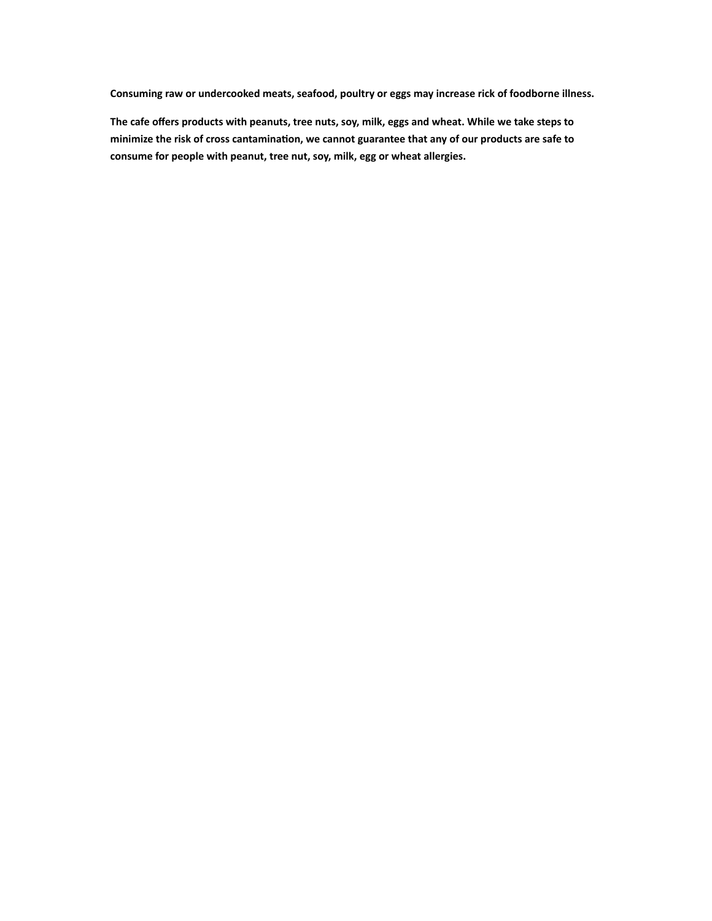**Consuming raw or undercooked meats, seafood, poultry or eggs may increase rick of foodborne illness.**

**The cafe offers products with peanuts, tree nuts, soy, milk, eggs and wheat. While we take steps to minimize the risk of cross cantamination, we cannot guarantee that any of our products are safe to consume for people with peanut, tree nut, soy, milk, egg or wheat allergies.**